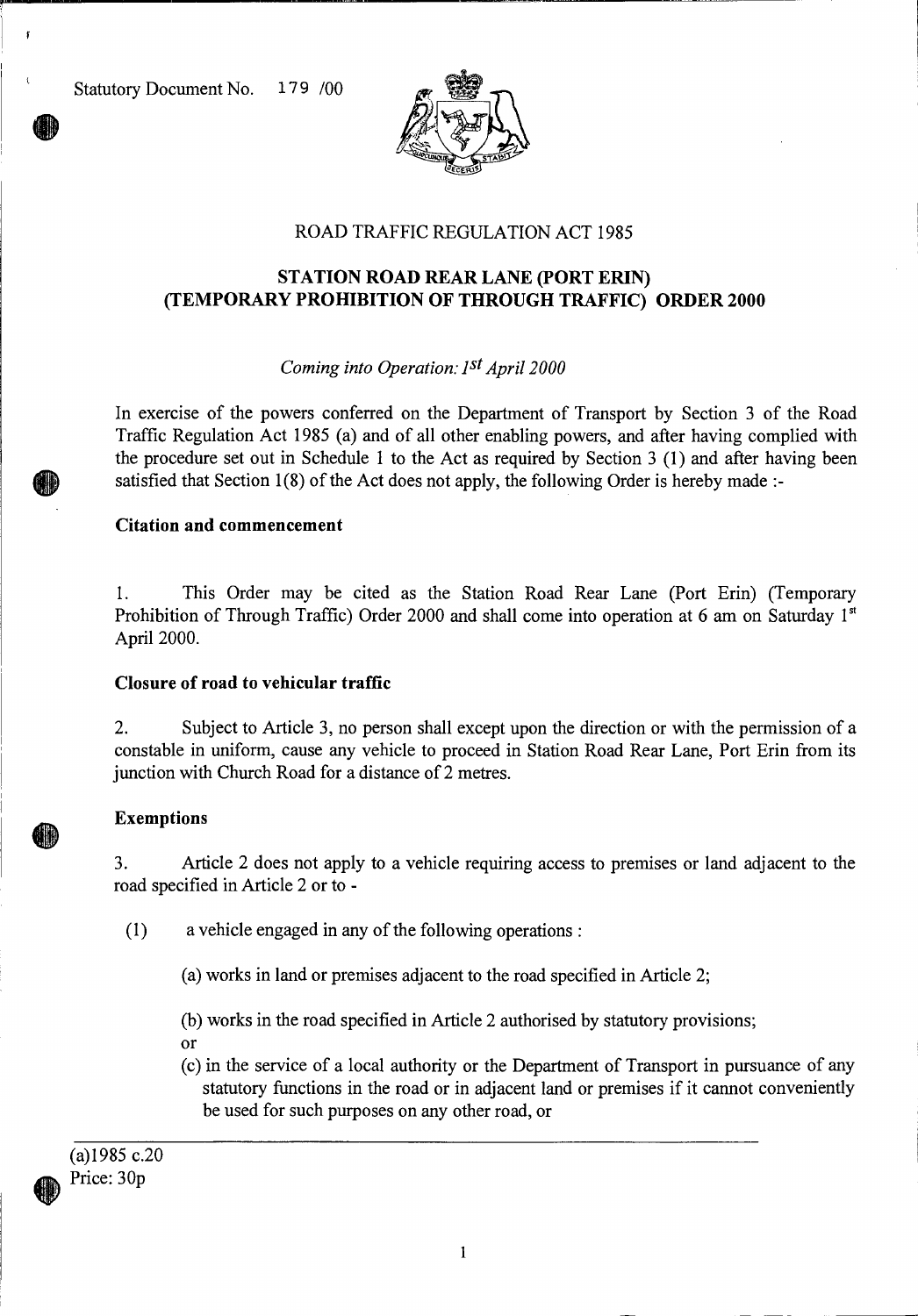Statutory Document No. 179 /00

ROAD TRAFFIC REGULATION ACT 1985

**STATION ROAD REAR LANE (PORT ERIN) (TEMPORARY PROHIBITION OF THROUGH TRAFFIC) ORDER 2000**

*Coming into Operation: 1st April 2000*

In exercise of the powers conferred on the Department of Transport by Section 3 of the Road Traffic Regulation Act 1985 (a) and of all other enabling powers, and after having complied with the procedure set out in Schedule 1 to the Act as required by Section 3 (1) and after having been satisfied that Section 1(8) of the Act does not apply, the following Order is hereby made :-

**Citation and commencement**

1. This Order may be cited as the Station Road Rear Lane (Port Erin) (Temporary Prohibition of Through Traffic) Order 2000 and shall come into operation at 6 am on Saturday 1st April 2000.

**Closure of road to vehicular traffic**

2. Subject to Article 3, no person shall except upon the direction or with the permission of a constable in uniform, cause any vehicle to proceed in Station Road Rear Lane, Port Erin from its junction with Church Road for a distance of 2 metres.

**Exemptions**

3. Article 2 does not apply to a vehicle requiring access to premises or land adjacent to the road specified in Article 2 or to -

(1) a vehicle engaged in any of the following operations :

(a) works in land or premises adjacent to the road specified in Article 2;

(b) works in the road specified in Article 2 authorised by statutory provisions; or

(c) in the service of a local authority or the Department of Transport in pursuance of any statutory functions in the road or in adjacent land or premises if it cannot conveniently be used for such purposes on any other road, or

(a)1985 c.20
Price: 30p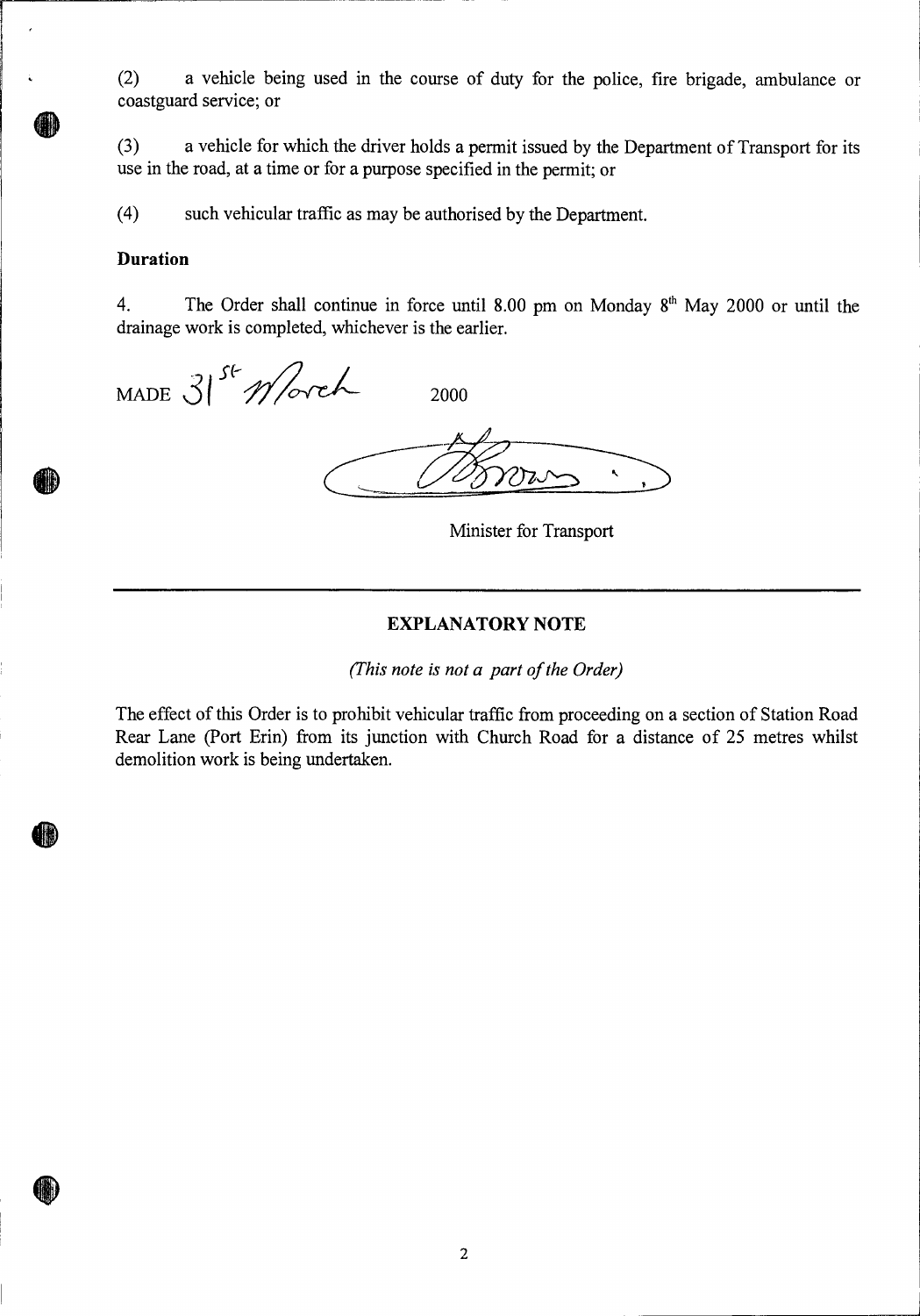(2) a vehicle being used in the course of duty for the police, fire brigade, ambulance or coastguard service; or

(3) a vehicle for which the driver holds a permit issued by the Department of Transport for its use in the road, at a time or for a purpose specified in the permit; or

(4) such vehicular traffic as may be authorised by the Department.

**Duration**

4. The Order shall continue in force until 8.00 pm on Monday 8th May 2000 or until the drainage work is completed, whichever is the earlier.

MADE 31st March 2000

Minister for Transport

---

**EXPLANATORY NOTE**

*(This note is not a part of the Order)*

The effect of this Order is to prohibit vehicular traffic from proceeding on a section of Station Road Rear Lane (Port Erin) from its junction with Church Road for a distance of 25 metres whilst demolition work is being undertaken.